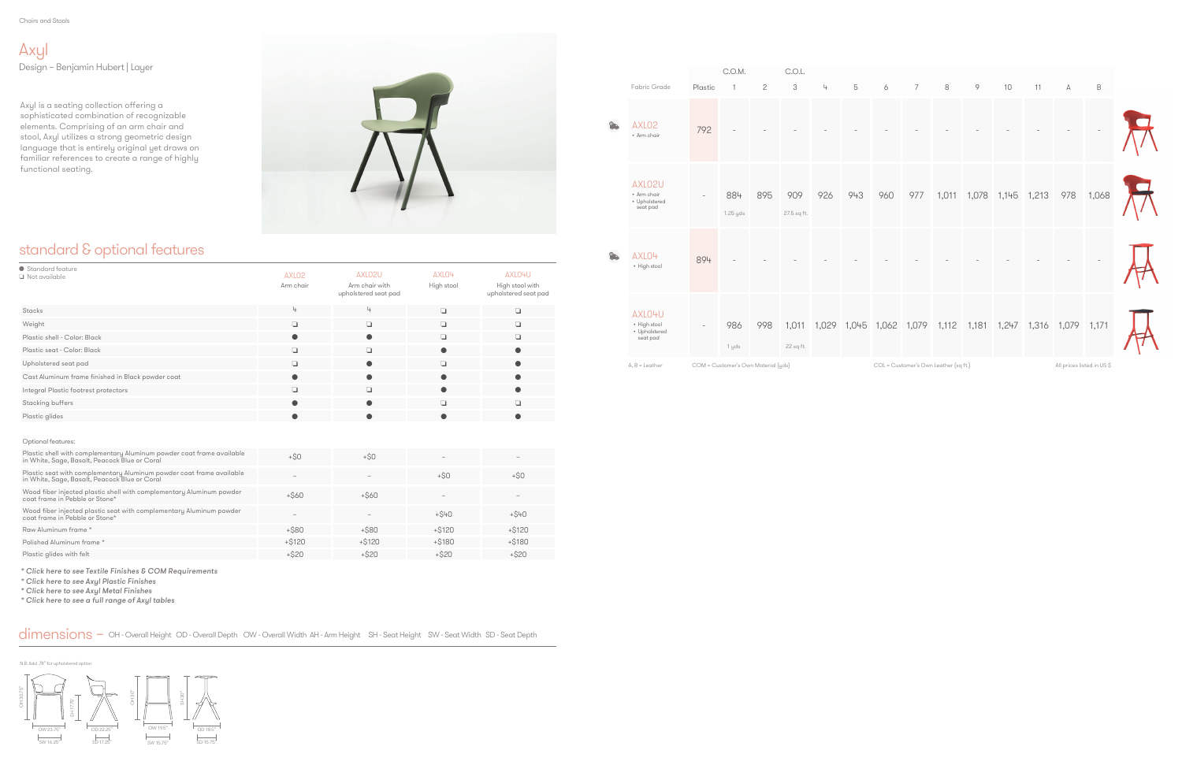# Axyl

Design – Benjamin Hubert | Layer

Axyl is a seating collection offering a sophisticated combination of recognizable elements. Comprising of an arm chair and stool, Axyl utilizes a strong geometric design language that is entirely original yet draws on familiar references to create a range of highly functional seating.

## standard & optional features

● Standard feature
❑ Not available

| | AXL02 Arm chair | AXL02U Arm chair with upholstered seat pad | AXL04 High stool | AXL04U High stool with upholstered seat pad |
|---|---|---|---|---|
| Stacks | 4 | 4 | ❑ | ❑ |
| Weight | ❑ | ❑ | ❑ | ❑ |
| Plastic shell - Color: Black | ● | ● | ❑ | ❑ |
| Plastic seat - Color: Black | ❑ | ❑ | ● | ● |
| Upholstered seat pad | ❑ | ● | ❑ | ● |
| Cast Aluminum frame finished in Black powder coat | ● | ● | ● | ● |
| Integral Plastic footrest protectors | ❑ | ❑ | ● | ● |
| Stacking buffers | ● | ● | ❑ | ❑ |
| Plastic glides | ● | ● | ● | ● |

Optional features:

| | AXL02 | AXL02U | AXL04 | AXL04U |
|---|---|---|---|---|
| Plastic shell with complementary Aluminum powder coat frame available in White, Sage, Basalt, Peacock Blue or Coral | +$0 | +$0 | – | – |
| Plastic seat with complementary Aluminum powder coat frame available in White, Sage, Basalt, Peacock Blue or Coral | – | – | +$0 | +$0 |
| Wood fiber injected plastic shell with complementary Aluminum powder coat frame in Pebble or Stone* | +$60 | +$60 | – | – |
| Wood fiber injected plastic seat with complementary Aluminum powder coat frame in Pebble or Stone* | – | – | +$40 | +$40 |
| Raw Aluminum frame * | +$80 | +$80 | +$120 | +$120 |
| Polished Aluminum frame * | +$120 | +$120 | +$180 | +$180 |
| Plastic glides with felt | +$20 | +$20 | +$20 | +$20 |

*\* Click here to see Textile Finishes & COM Requirements*
*\* Click here to see Axyl Plastic Finishes*
*\* Click here to see Axyl Metal Finishes*
*\* Click here to see a full range of Axyl tables*

## dimensions – OH - Overall Height OD - Overall Depth OW - Overall Width AH - Arm Height SH - Seat Height SW - Seat Width SD - Seat Depth

N.B. Add .78" for upholstered option

OH 30.75" SH 17.75" OW 23.75" SW 16.25" OD 22.25" SD 17.25" OH 31.5" SH 30" OW 19.5" SW 15.75" OD 18.5" SD 15.75"

| Fabric Grade | Plastic | C.O.M. 1 | 2 | C.O.L. 3 | 4 | 5 | 6 | 7 | 8 | 9 | 10 | 11 | A | B |
|---|---|---|---|---|---|---|---|---|---|---|---|---|---|---|
| AXL02 • Arm chair | 792 | – | – | – | – | – | – | – | – | – | – | – | – | – |
| AXL02U • Arm chair • Upholstered seat pad | – | 884 (1.25 yds) | 895 | 909 (27.5 sq ft.) | 926 | 943 | 960 | 977 | 1,011 | 1,078 | 1,145 | 1,213 | 978 | 1,068 |
| AXL04 • High stool | 894 | – | – | – | – | – | – | – | – | – | – | – | – | – |
| AXL04U • High stool • Upholstered seat pad | – | 986 (1 yds) | 998 | 1,011 (22 sq ft.) | 1,029 | 1,045 | 1,062 | 1,079 | 1,112 | 1,181 | 1,247 | 1,316 | 1,079 | 1,171 |

A, B = Leather  COM = Customer's Own Material (yds)  COL = Customer's Own Leather (sq ft.)  All prices listed in US $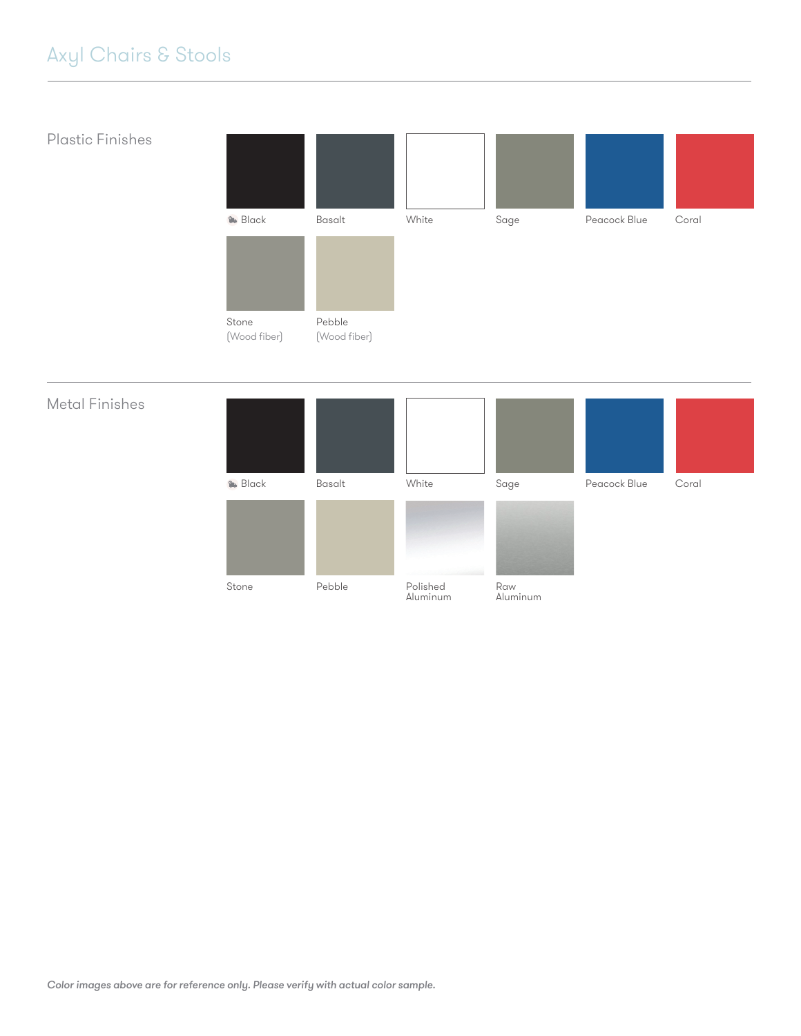# Axyl Chairs & Stools

## Plastic Finishes

- Black
- Basalt
- White
- Sage
- Peacock Blue
- Coral
- Stone (Wood fiber)
- Pebble (Wood fiber)

## Metal Finishes

- Black
- Basalt
- White
- Sage
- Peacock Blue
- Coral
- Stone
- Pebble
- Polished Aluminum
- Raw Aluminum

*Color images above are for reference only. Please verify with actual color sample.*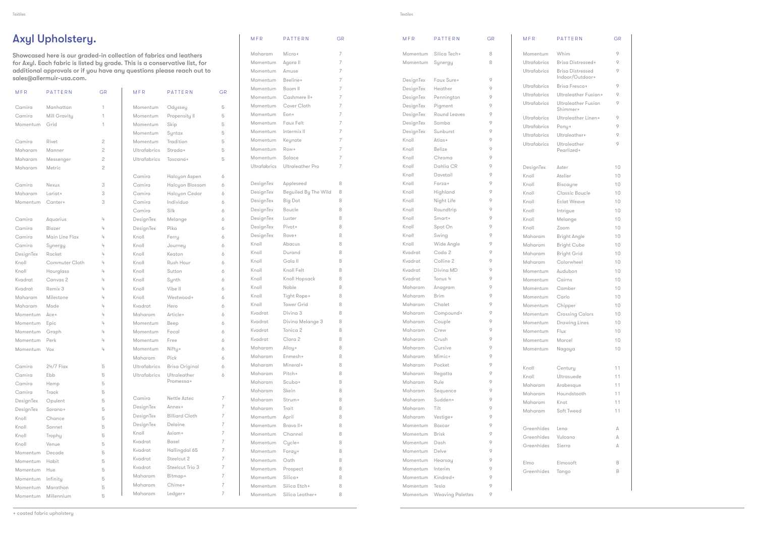# Axyl Upholstery.

Showcased here is our graded-in collection of fabrics and leathers for Axyl. Each fabric is listed by grade. This is a conservative list, for additional approvals or if you have any questions please reach out to sales@allermuir-usa.com.

| MFR | PATTERN | GR |
|---|---|---|
| Camira | Manhattan | 1 |
| Camira | Mill Gravity | 1 |
| Momentum | Grid | 1 |
| Camira | Rivet | 2 |
| Maharam | Manner | 2 |
| Maharam | Messenger | 2 |
| Maharam | Metric | 2 |
| Camira | Nexus | 3 |
| Maharam | Lariat+ | 3 |
| Momentum | Canter+ | 3 |
| Camira | Aquarius | 4 |
| Camira | Blazer | 4 |
| Camira | Main Line Flax | 4 |
| Camira | Synergy | 4 |
| DesignTex | Rocket | 4 |
| Knoll | Commuter Cloth | 4 |
| Knoll | Hourglass | 4 |
| Kvadrat | Canvas 2 | 4 |
| Kvadrat | Remix 3 | 4 |
| Maharam | Milestone | 4 |
| Maharam | Mode | 4 |
| Momentum | Ace+ | 4 |
| Momentum | Epic | 4 |
| Momentum | Graph | 4 |
| Momentum | Perk | 4 |
| Momentum | Vox | 4 |
| Camira | 24/7 Flax | 5 |
| Camira | Ebb | 5 |
| Camira | Hemp | 5 |
| Camira | Track | 5 |
| DesignTex | Opulent | 5 |
| DesignTex | Sorano+ | 5 |
| Knoll | Chance | 5 |
| Knoll | Sonnet | 5 |
| Knoll | Trophy | 5 |
| Knoll | Venue | 5 |
| Momentum | Decode | 5 |
| Momentum | Habit | 5 |
| Momentum | Hue | 5 |
| Momentum | Infinity | 5 |
| Momentum | Marathon | 5 |
| Momentum | Millennium | 5 |
| Momentum | Odyssey | 5 |
| Momentum | Propensity II | 5 |
| Momentum | Skip | 5 |
| Momentum | Syntax | 5 |
| Momentum | Tradition | 5 |
| Ultrafabrics | Strada+ | 5 |
| Ultrafabrics | Toscana+ | 5 |
| Camira | Halcyon Aspen | 6 |
| Camira | Halcyon Blossom | 6 |
| Camira | Halcyon Cedar | 6 |
| Camira | Individuo | 6 |
| Camira | Silk | 6 |
| DesignTex | Melange | 6 |
| DesignTex | Pika | 6 |
| Knoll | Ferry | 6 |
| Knoll | Journey | 6 |
| Knoll | Keaton | 6 |
| Knoll | Rush Hour | 6 |
| Knoll | Sutton | 6 |
| Knoll | Synth | 6 |
| Knoll | Vibe II | 6 |
| Knoll | Westwood+ | 6 |
| Kvadrat | Hero | 6 |
| Maharam | Article+ | 6 |
| Momentum | Beep | 6 |
| Momentum | Focal | 6 |
| Momentum | Free | 6 |
| Momentum | Nifty+ | 6 |
| Maharam | Pick | 6 |
| Ultrafabrics | Brisa Original | 6 |
| Ultrafabrics | Ultraleather Promessa+ | 6 |
| Camira | Nettle Aztec | 7 |
| DesignTex | Annex+ | 7 |
| DesignTex | Billiard Cloth | 7 |
| DesignTex | Delaine | 7 |
| Knoll | Axiom+ | 7 |
| Kvadrat | Basel | 7 |
| Kvadrat | Hallingdal 65 | 7 |
| Kvadrat | Steelcut 2 | 7 |
| Kvadrat | Steelcut Trio 3 | 7 |
| Maharam | Bitmap+ | 7 |
| Maharam | Chime+ | 7 |
| Maharam | Ledger+ | 7 |
| Maharam | Micro+ | 7 |
| Momentum | Agora II | 7 |
| Momentum | Amuse | 7 |
| Momentum | Beeline+ | 7 |
| Momentum | Boom II | 7 |
| Momentum | Cashmere II+ | 7 |
| Momentum | Cover Cloth | 7 |
| Momentum | Eon+ | 7 |
| Momentum | Faux Felt | 7 |
| Momentum | Intermix II | 7 |
| Momentum | Keynote | 7 |
| Momentum | Row+ | 7 |
| Momentum | Solace | 7 |
| Ultrafabrics | Ultraleather Pro | 7 |
| DesignTex | Appleseed | 8 |
| DesignTex | Beguiled By The Wild | 8 |
| DesignTex | Big Dot | 8 |
| DesignTex | Boucle | 8 |
| DesignTex | Luster | 8 |
| DesignTex | Pivot+ | 8 |
| DesignTex | Rove+ | 8 |
| Knoll | Abacus | 8 |
| Knoll | Durand | 8 |
| Knoll | Gala II | 8 |
| Knoll | Knoll Felt | 8 |
| Knoll | Knoll Hopsack | 8 |
| Knoll | Noble | 8 |
| Knoll | Tight Rope+ | 8 |
| Knoll | Tower Grid | 8 |
| Kvadrat | Divina 3 | 8 |
| Kvadrat | Divina Melange 3 | 8 |
| Kvadrat | Tonica 2 | 8 |
| Kvadrat | Clara 2 | 8 |
| Maharam | Alloy+ | 8 |
| Maharam | Enmesh+ | 8 |
| Maharam | Mineral+ | 8 |
| Maharam | Pitch+ | 8 |
| Maharam | Scuba+ | 8 |
| Maharam | Skein | 8 |
| Maharam | Strum+ | 8 |
| Maharam | Trait | 8 |
| Momentum | April | 8 |
| Momentum | Bravo II+ | 8 |
| Momentum | Channel | 8 |
| Momentum | Cycle+ | 8 |
| Momentum | Foray+ | 8 |
| Momentum | Oath | 8 |
| Momentum | Prospect | 8 |
| Momentum | Silica+ | 8 |
| Momentum | Silica Etch+ | 8 |
| Momentum | Silica Leather+ | 8 |
| Momentum | Silica Tech+ | 8 |
| Momentum | Synergy | 8 |
| DesignTex | Faux Sure+ | 9 |
| DesignTex | Heather | 9 |
| DesignTex | Pennington | 9 |
| DesignTex | Pigment | 9 |
| DesignTex | Round Leaves | 9 |
| DesignTex | Samba | 9 |
| DesignTex | Sunburst | 9 |
| Knoll | Atlas+ | 9 |
| Knoll | Belize | 9 |
| Knoll | Chroma | 9 |
| Knoll | Dahlia CR | 9 |
| Knoll | Dovetail | 9 |
| Knoll | Forza+ | 9 |
| Knoll | Highland | 9 |
| Knoll | Night Life | 9 |
| Knoll | Roundtrip | 9 |
| Knoll | Smart+ | 9 |
| Knoll | Spot On | 9 |
| Knoll | Swing | 9 |
| Knoll | Wide Angle | 9 |
| Kvadrat | Coda 2 | 9 |
| Kvadrat | Colline 2 | 9 |
| Kvadrat | Divina MD | 9 |
| Kvadrat | Tonus 4 | 9 |
| Maharam | Anagram | 9 |
| Maharam | Brim | 9 |
| Maharam | Chalet | 9 |
| Maharam | Compound+ | 9 |
| Maharam | Couple | 9 |
| Maharam | Crew | 9 |
| Maharam | Crush | 9 |
| Maharam | Cursive | 9 |
| Maharam | Mimic+ | 9 |
| Maharam | Pocket | 9 |
| Maharam | Regatta | 9 |
| Maharam | Rule | 9 |
| Maharam | Sequence | 9 |
| Maharam | Sudden+ | 9 |
| Maharam | Tilt | 9 |
| Maharam | Vestige+ | 9 |
| Momentum | Boxcar | 9 |
| Momentum | Brisk | 9 |
| Momentum | Dash | 9 |
| Momentum | Delve | 9 |
| Momentum | Hearsay | 9 |
| Momentum | Interim | 9 |
| Momentum | Kindred+ | 9 |
| Momentum | Tesla | 9 |
| Momentum | Weaving Palettes | 9 |
| Momentum | Whim | 9 |
| Ultrafabrics | Brisa Distressed+ | 9 |
| Ultrafabrics | Brisa Distressed Indoor/Outdoor+ | 9 |
| Ultrafabrics | Brisa Fresco+ | 9 |
| Ultrafabrics | Ultraleather Fusion+ | 9 |
| Ultrafabrics | Ultraleather Fusion Shimmer+ | 9 |
| Ultrafabrics | Ultraleather Linen+ | 9 |
| Ultrafabrics | Pony+ | 9 |
| Ultrafabrics | Ultraleather+ | 9 |
| Ultrafabrics | Ultraleather Pearlized+ | 9 |
| DesignTex | Aster | 10 |
| Knoll | Atelier | 10 |
| Knoll | Biscayne | 10 |
| Knoll | Classic Boucle | 10 |
| Knoll | Eclat Weave | 10 |
| Knoll | Intrigue | 10 |
| Knoll | Melange | 10 |
| Knoll | Zoom | 10 |
| Maharam | Bright Angle | 10 |
| Maharam | Bright Cube | 10 |
| Maharam | Bright Grid | 10 |
| Maharam | Colorwheel | 10 |
| Momentum | Audubon | 10 |
| Momentum | Cairns | 10 |
| Momentum | Camber | 10 |
| Momentum | Carlo | 10 |
| Momentum | Chipper | 10 |
| Momentum | Crossing Colors | 10 |
| Momentum | Drawing Lines | 10 |
| Momentum | Flux | 10 |
| Momentum | Marcel | 10 |
| Momentum | Nagoya | 10 |
| Knoll | Century | 11 |
| Knoll | Ultrasuede | 11 |
| Maharam | Arabesque | 11 |
| Maharam | Houndstooth | 11 |
| Maharam | Knot | 11 |
| Maharam | Soft Tweed | 11 |
| Greenhides | Lena | A |
| Greenhides | Vulcano | A |
| Greenhides | Sierra | A |
| Elmo | Elmosoft | B |
| Greenhides | Tango | B |

+ coated fabric upholstery